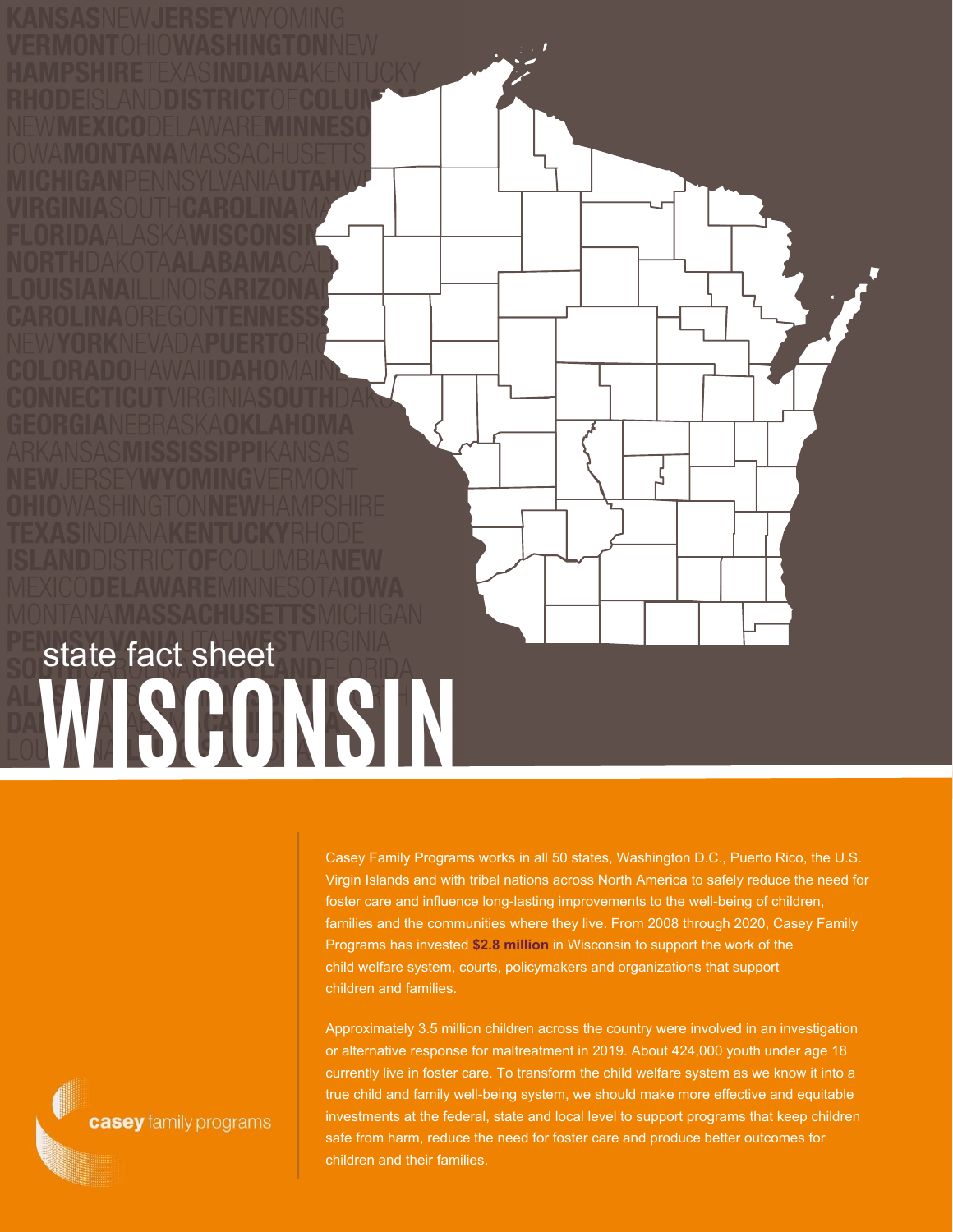state fact sheet

# WISCONSIN

Casey Family Programs works in all 50 states, Washington D.C., Puerto Rico, the U.S. Virgin Islands and with tribal nations across North America to safely reduce the need for foster care and influence long-lasting improvements to the well-being of children, families and the communities where they live. From 2008 through 2020, Casey Family Programs has invested **$2.8 million** in Wisconsin to support the work of the child welfare system, courts, policymakers and organizations that support children and families.

Approximately 3.5 million children across the country were involved in an investigation or alternative response for maltreatment in 2019. About 424,000 youth under age 18 currently live in foster care. To transform the child welfare system as we know it into a true child and family well-being system, we should make more effective and equitable investments at the federal, state and local level to support programs that keep children safe from harm, reduce the need for foster care and produce better outcomes for children and their families.

casey family programs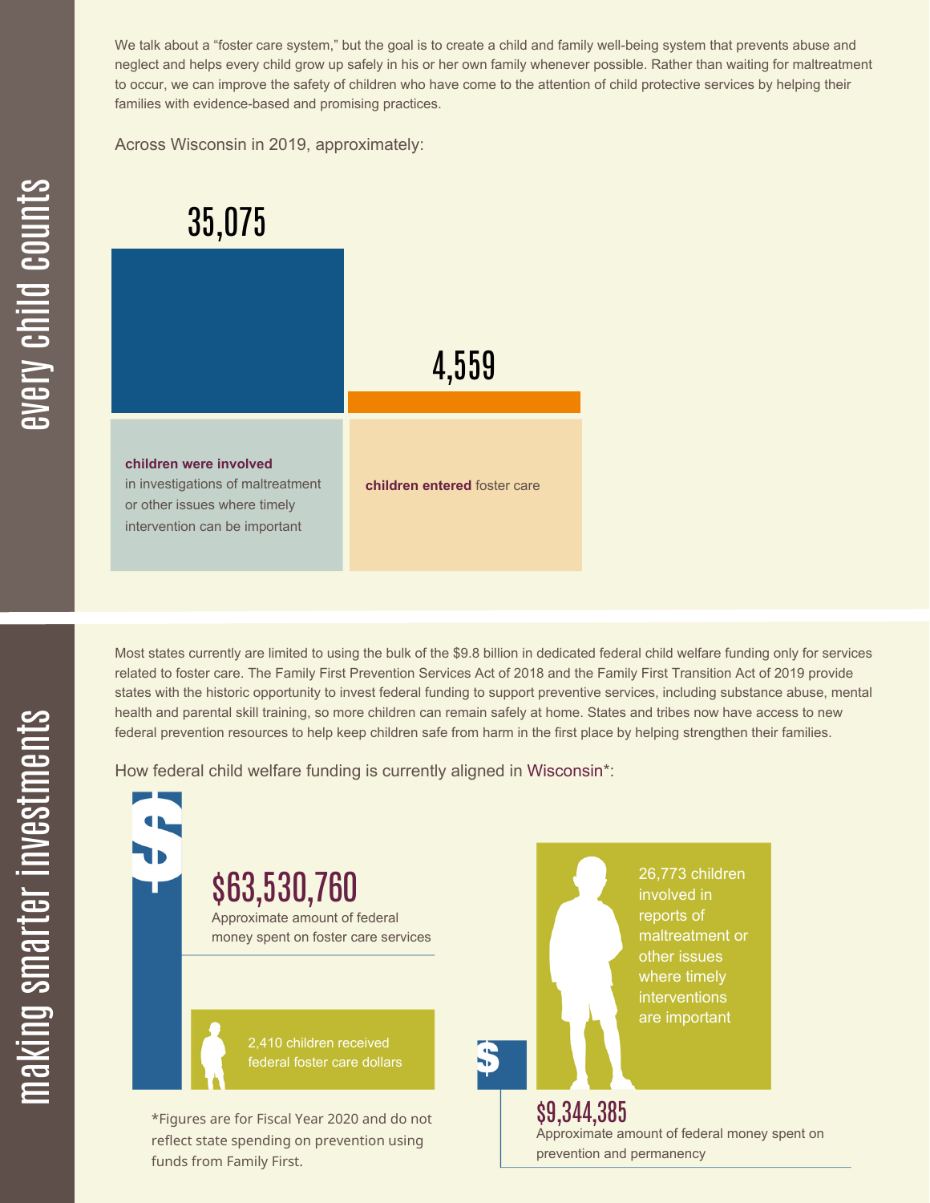## every child counts

We talk about a "foster care system," but the goal is to create a child and family well-being system that prevents abuse and neglect and helps every child grow up safely in his or her own family whenever possible. Rather than waiting for maltreatment to occur, we can improve the safety of children who have come to the attention of child protective services by helping their families with evidence-based and promising practices.

Across Wisconsin in 2019, approximately:

**35,075**

**children were involved** in investigations of maltreatment or other issues where timely intervention can be important

**4,559**

**children entered** foster care

## making smarter investments

Most states currently are limited to using the bulk of the $9.8 billion in dedicated federal child welfare funding only for services related to foster care. The Family First Prevention Services Act of 2018 and the Family First Transition Act of 2019 provide states with the historic opportunity to invest federal funding to support preventive services, including substance abuse, mental health and parental skill training, so more children can remain safely at home. States and tribes now have access to new federal prevention resources to help keep children safe from harm in the first place by helping strengthen their families.

How federal child welfare funding is currently aligned in Wisconsin*:

**$63,530,760**

Approximate amount of federal money spent on foster care services

2,410 children received federal foster care dollars

26,773 children involved in reports of maltreatment or other issues where timely interventions are important

**$9,344,385**

Approximate amount of federal money spent on prevention and permanency

*Figures are for Fiscal Year 2020 and do not reflect state spending on prevention using funds from Family First.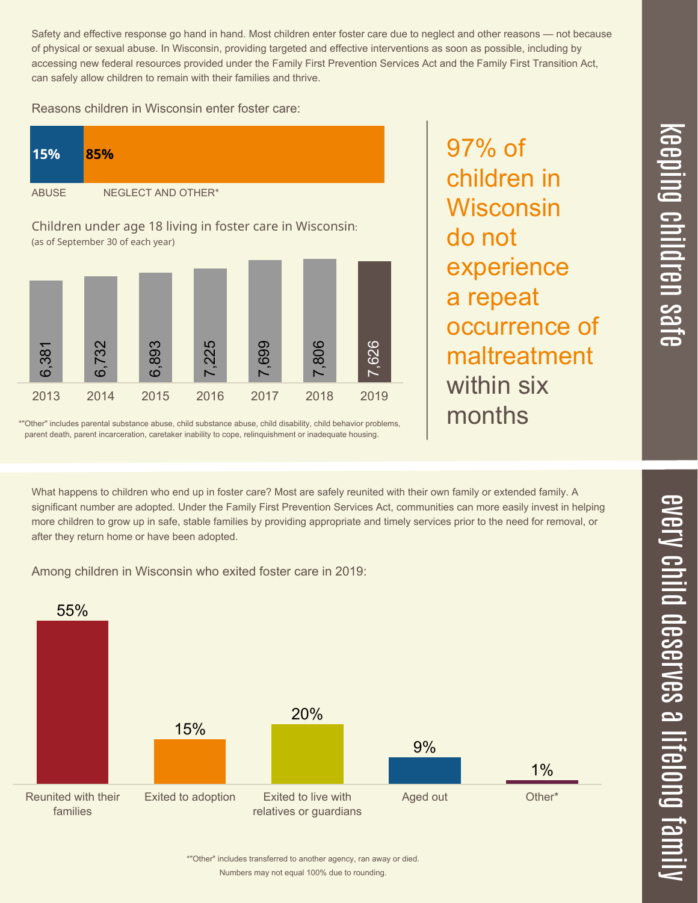# keeping children safe

Safety and effective response go hand in hand. Most children enter foster care due to neglect and other reasons — not because of physical or sexual abuse. In Wisconsin, providing targeted and effective interventions as soon as possible, including by accessing new federal resources provided under the Family First Prevention Services Act and the Family First Transition Act, can safely allow children to remain with their families and thrive.

Reasons children in Wisconsin enter foster care:

| ABUSE | NEGLECT AND OTHER* |
|---|---|
| 15% | 85% |

Children under age 18 living in foster care in Wisconsin:
(as of September 30 of each year)

| 2013 | 2014 | 2015 | 2016 | 2017 | 2018 | 2019 |
|---|---|---|---|---|---|---|
| 6,381 | 6,732 | 6,893 | 7,225 | 7,699 | 7,806 | 7,626 |

*"Other" includes parental substance abuse, child substance abuse, child disability, child behavior problems, parent death, parent incarceration, caretaker inability to cope, relinquishment or inadequate housing.

97% of children in Wisconsin do not experience a repeat occurrence of maltreatment within six months

# every child deserves a lifelong family

What happens to children who end up in foster care? Most are safely reunited with their own family or extended family. A significant number are adopted. Under the Family First Prevention Services Act, communities can more easily invest in helping more children to grow up in safe, stable families by providing appropriate and timely services prior to the need for removal, or after they return home or have been adopted.

Among children in Wisconsin who exited foster care in 2019:

| Reunited with their families | Exited to adoption | Exited to live with relatives or guardians | Aged out | Other* |
|---|---|---|---|---|
| 55% | 15% | 20% | 9% | 1% |

*"Other" includes transferred to another agency, ran away or died.
Numbers may not equal 100% due to rounding.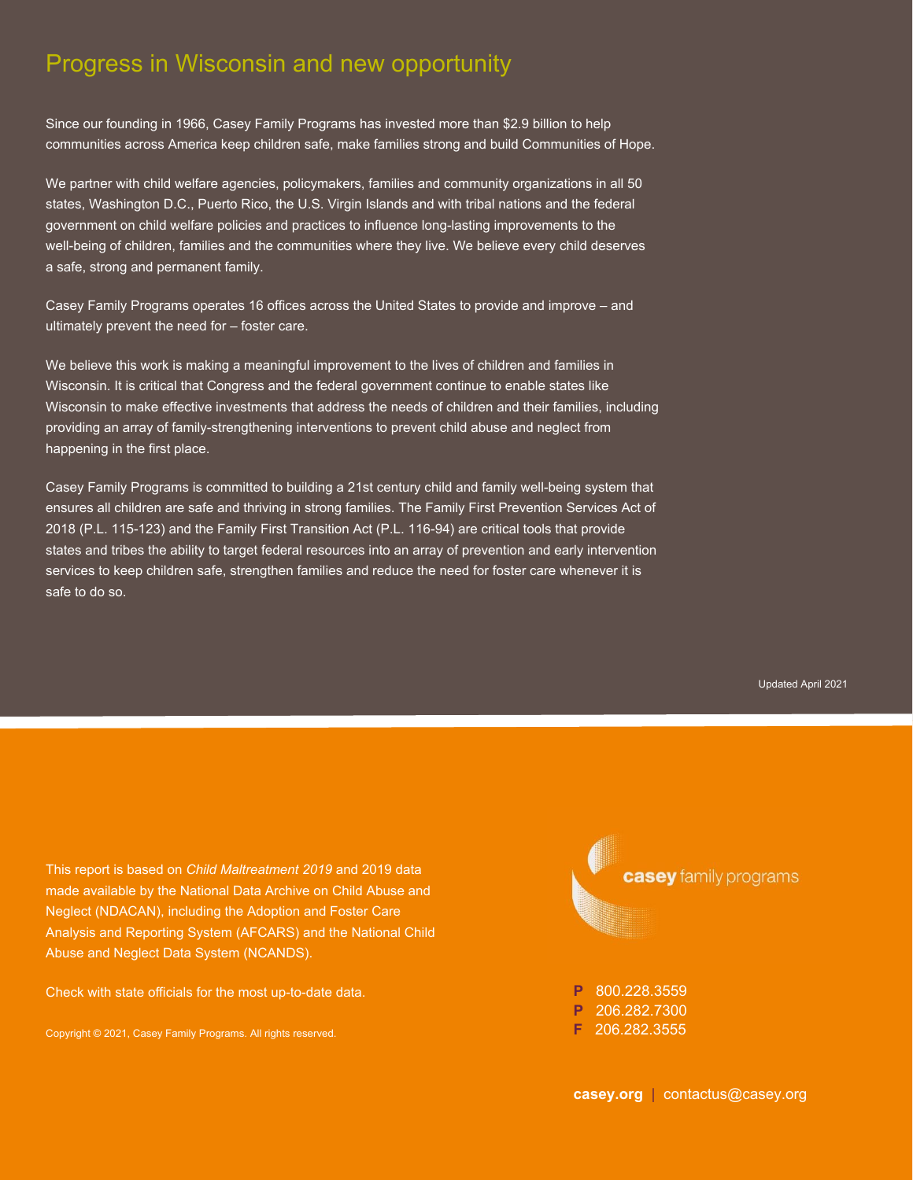## Progress in Wisconsin and new opportunity

Since our founding in 1966, Casey Family Programs has invested more than $2.9 billion to help communities across America keep children safe, make families strong and build Communities of Hope.

We partner with child welfare agencies, policymakers, families and community organizations in all 50 states, Washington D.C., Puerto Rico, the U.S. Virgin Islands and with tribal nations and the federal government on child welfare policies and practices to influence long-lasting improvements to the well-being of children, families and the communities where they live. We believe every child deserves a safe, strong and permanent family.

Casey Family Programs operates 16 offices across the United States to provide and improve – and ultimately prevent the need for – foster care.

We believe this work is making a meaningful improvement to the lives of children and families in Wisconsin. It is critical that Congress and the federal government continue to enable states like Wisconsin to make effective investments that address the needs of children and their families, including providing an array of family-strengthening interventions to prevent child abuse and neglect from happening in the first place.

Casey Family Programs is committed to building a 21st century child and family well-being system that ensures all children are safe and thriving in strong families. The Family First Prevention Services Act of 2018 (P.L. 115-123) and the Family First Transition Act (P.L. 116-94) are critical tools that provide states and tribes the ability to target federal resources into an array of prevention and early intervention services to keep children safe, strengthen families and reduce the need for foster care whenever it is safe to do so.

Updated April 2021

This report is based on *Child Maltreatment 2019* and 2019 data made available by the National Data Archive on Child Abuse and Neglect (NDACAN), including the Adoption and Foster Care Analysis and Reporting System (AFCARS) and the National Child Abuse and Neglect Data System (NCANDS).

Check with state officials for the most up-to-date data.

Copyright © 2021, Casey Family Programs. All rights reserved.

**casey** family programs

**P** 800.228.3559
**P** 206.282.7300
**F** 206.282.3555

**casey.org** | contactus@casey.org